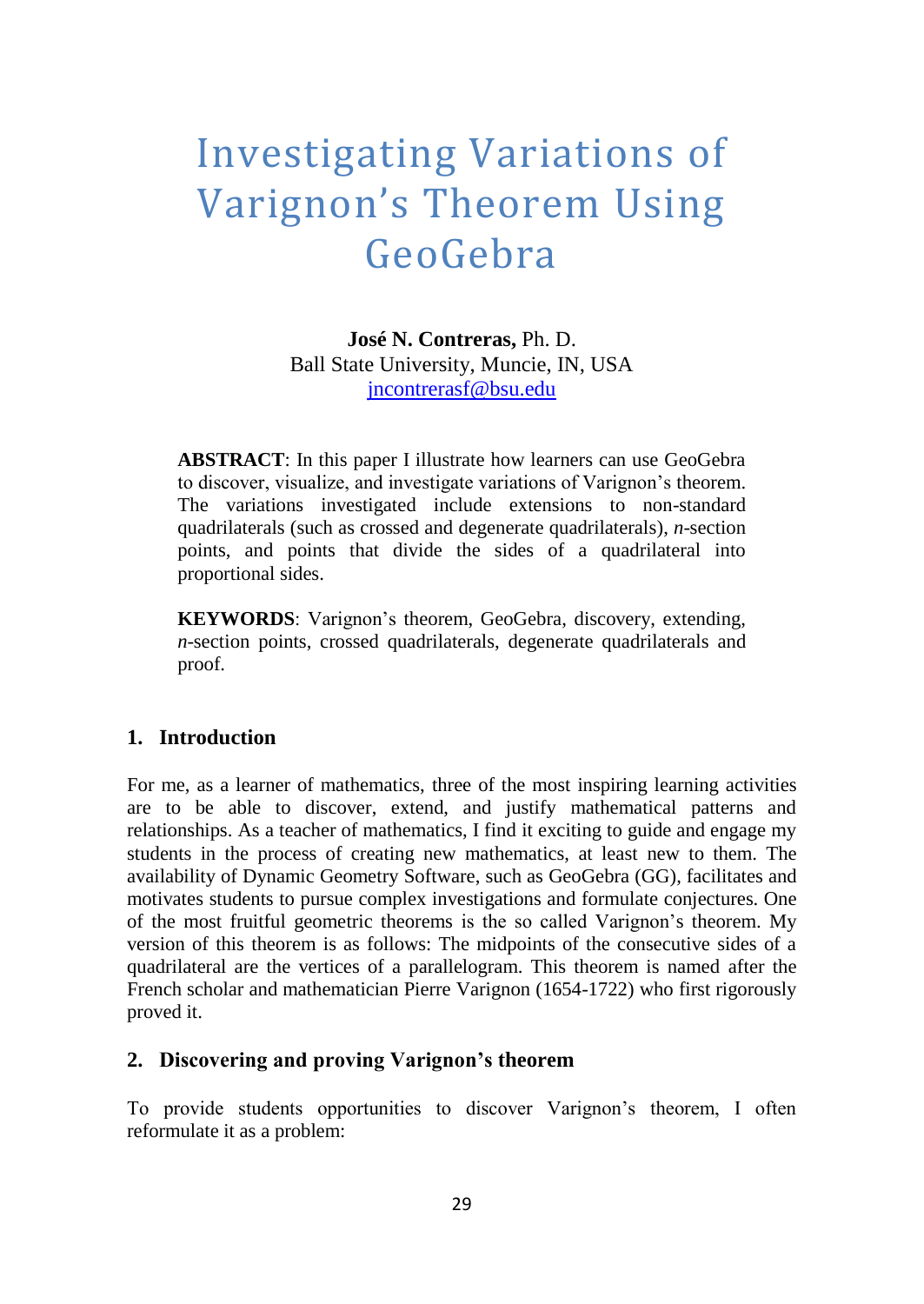# Investigating Variations of Varignon's Theorem Using GeoGebra

**José N. Contreras,** Ph. D.
Ball State University, Muncie, IN, USA
jncontrerasf@bsu.edu

**ABSTRACT**: In this paper I illustrate how learners can use GeoGebra to discover, visualize, and investigate variations of Varignon's theorem. The variations investigated include extensions to non-standard quadrilaterals (such as crossed and degenerate quadrilaterals), *n*-section points, and points that divide the sides of a quadrilateral into proportional sides.

**KEYWORDS**: Varignon's theorem, GeoGebra, discovery, extending, *n*-section points, crossed quadrilaterals, degenerate quadrilaterals and proof.

## 1. Introduction

For me, as a learner of mathematics, three of the most inspiring learning activities are to be able to discover, extend, and justify mathematical patterns and relationships. As a teacher of mathematics, I find it exciting to guide and engage my students in the process of creating new mathematics, at least new to them. The availability of Dynamic Geometry Software, such as GeoGebra (GG), facilitates and motivates students to pursue complex investigations and formulate conjectures. One of the most fruitful geometric theorems is the so called Varignon's theorem. My version of this theorem is as follows: The midpoints of the consecutive sides of a quadrilateral are the vertices of a parallelogram. This theorem is named after the French scholar and mathematician Pierre Varignon (1654-1722) who first rigorously proved it.

## 2. Discovering and proving Varignon's theorem

To provide students opportunities to discover Varignon's theorem, I often reformulate it as a problem: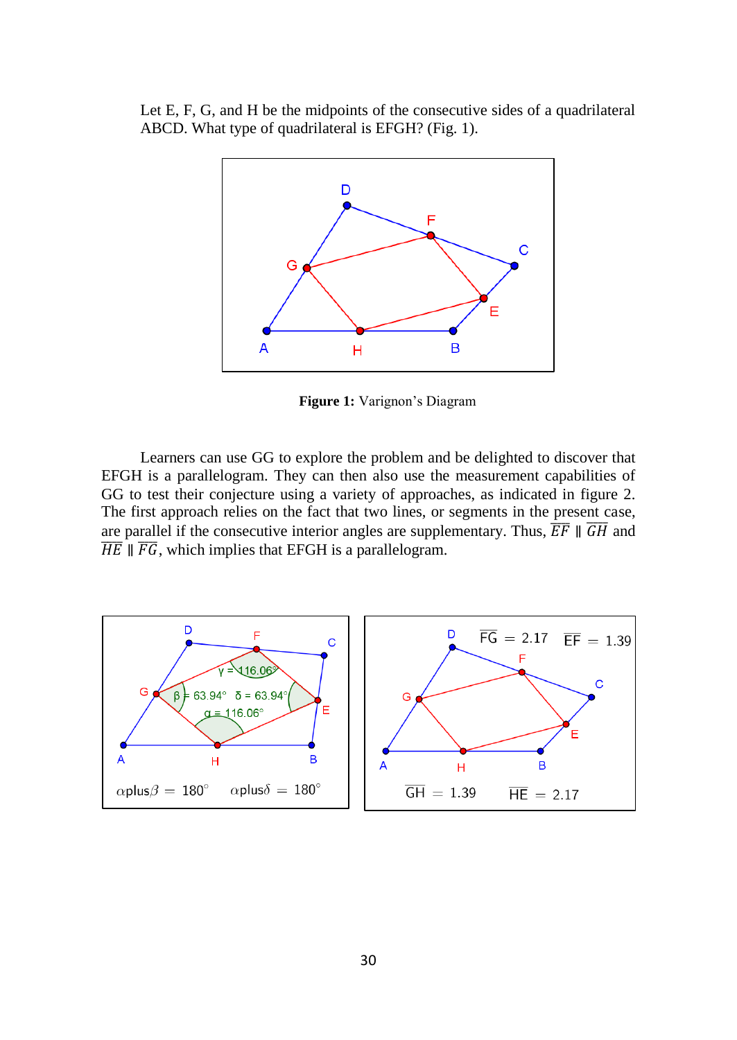Let E, F, G, and H be the midpoints of the consecutive sides of a quadrilateral ABCD. What type of quadrilateral is EFGH? (Fig. 1).

**Figure 1:** Varignon's Diagram

Learners can use GG to explore the problem and be delighted to discover that EFGH is a parallelogram. They can then also use the measurement capabilities of GG to test their conjecture using a variety of approaches, as indicated in figure 2. The first approach relies on the fact that two lines, or segments in the present case, are parallel if the consecutive interior angles are supplementary. Thus, $\overline{EF} \parallel \overline{GH}$ and $\overline{HE} \parallel \overline{FG}$, which implies that EFGH is a parallelogram.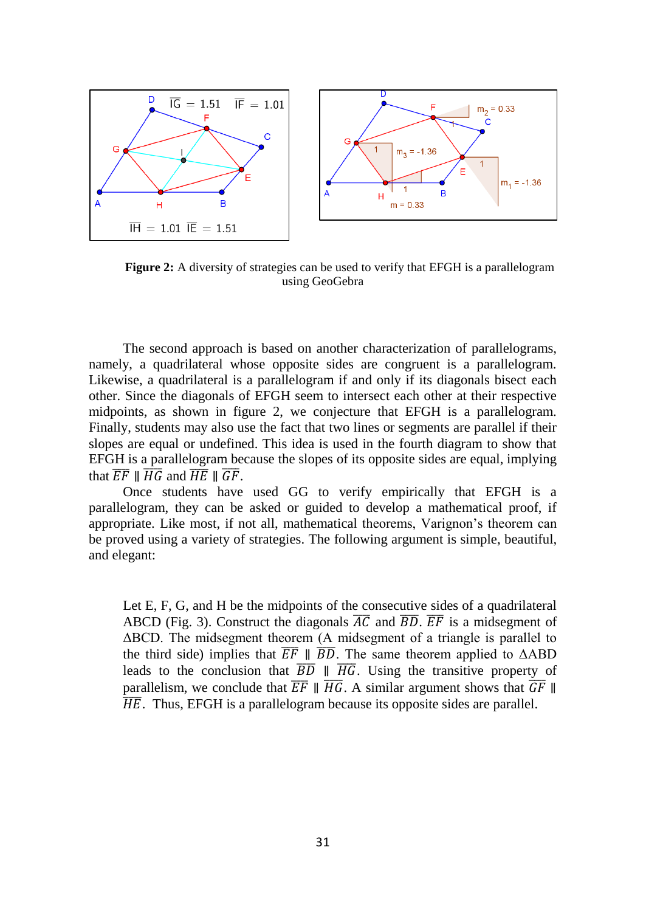**Figure 2:** A diversity of strategies can be used to verify that EFGH is a parallelogram using GeoGebra

The second approach is based on another characterization of parallelograms, namely, a quadrilateral whose opposite sides are congruent is a parallelogram. Likewise, a quadrilateral is a parallelogram if and only if its diagonals bisect each other. Since the diagonals of EFGH seem to intersect each other at their respective midpoints, as shown in figure 2, we conjecture that EFGH is a parallelogram. Finally, students may also use the fact that two lines or segments are parallel if their slopes are equal or undefined. This idea is used in the fourth diagram to show that EFGH is a parallelogram because the slopes of its opposite sides are equal, implying that $\overline{EF} \parallel \overline{HG}$ and $\overline{HE} \parallel \overline{GF}$.

Once students have used GG to verify empirically that EFGH is a parallelogram, they can be asked or guided to develop a mathematical proof, if appropriate. Like most, if not all, mathematical theorems, Varignon's theorem can be proved using a variety of strategies. The following argument is simple, beautiful, and elegant:

> Let E, F, G, and H be the midpoints of the consecutive sides of a quadrilateral ABCD (Fig. 3). Construct the diagonals $\overline{AC}$ and $\overline{BD}$. $\overline{EF}$ is a midsegment of ΔBCD. The midsegment theorem (A midsegment of a triangle is parallel to the third side) implies that $\overline{EF} \parallel \overline{BD}$. The same theorem applied to ΔABD leads to the conclusion that $\overline{BD} \parallel \overline{HG}$. Using the transitive property of parallelism, we conclude that $\overline{EF} \parallel \overline{HG}$. A similar argument shows that $\overline{GF} \parallel \overline{HE}$. Thus, EFGH is a parallelogram because its opposite sides are parallel.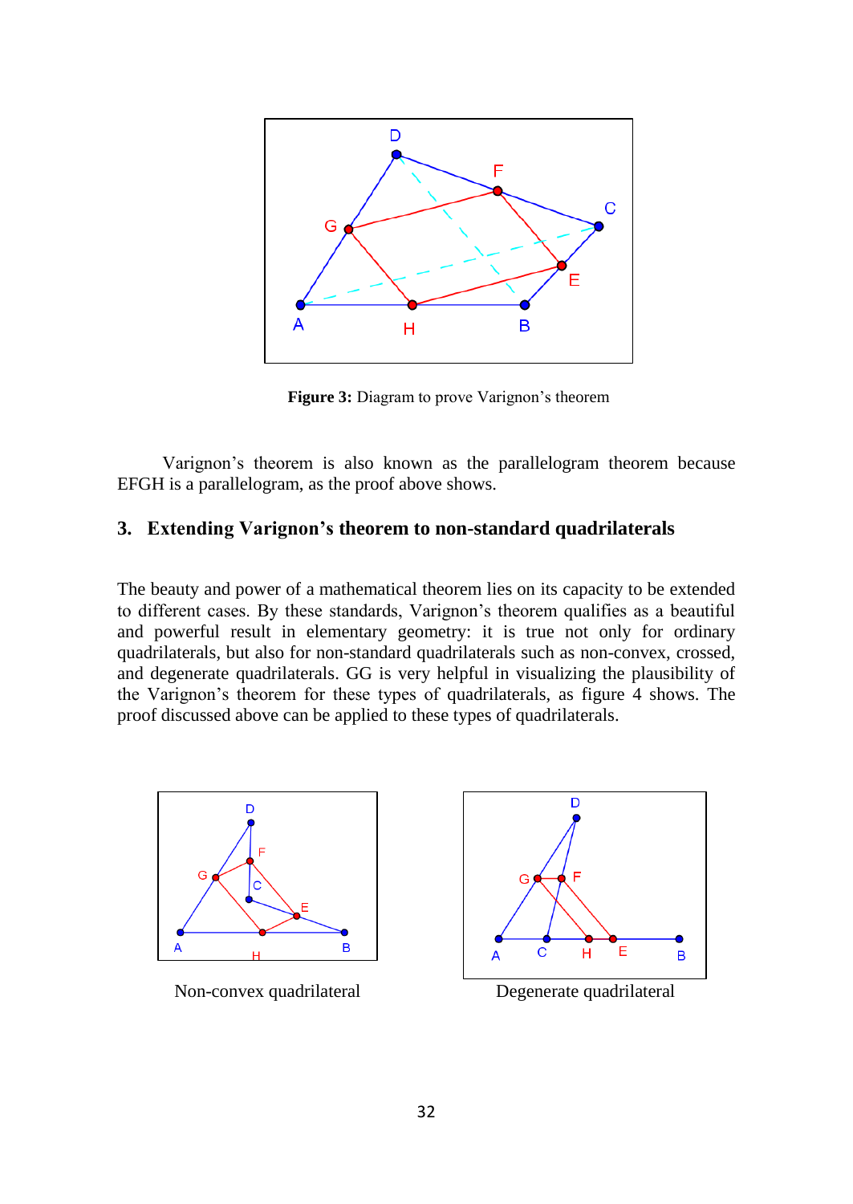**Figure 3:** Diagram to prove Varignon's theorem

Varignon's theorem is also known as the parallelogram theorem because EFGH is a parallelogram, as the proof above shows.

## 3. Extending Varignon's theorem to non-standard quadrilaterals

The beauty and power of a mathematical theorem lies on its capacity to be extended to different cases. By these standards, Varignon's theorem qualifies as a beautiful and powerful result in elementary geometry: it is true not only for ordinary quadrilaterals, but also for non-standard quadrilaterals such as non-convex, crossed, and degenerate quadrilaterals. GG is very helpful in visualizing the plausibility of the Varignon's theorem for these types of quadrilaterals, as figure 4 shows. The proof discussed above can be applied to these types of quadrilaterals.

Non-convex quadrilateral

Degenerate quadrilateral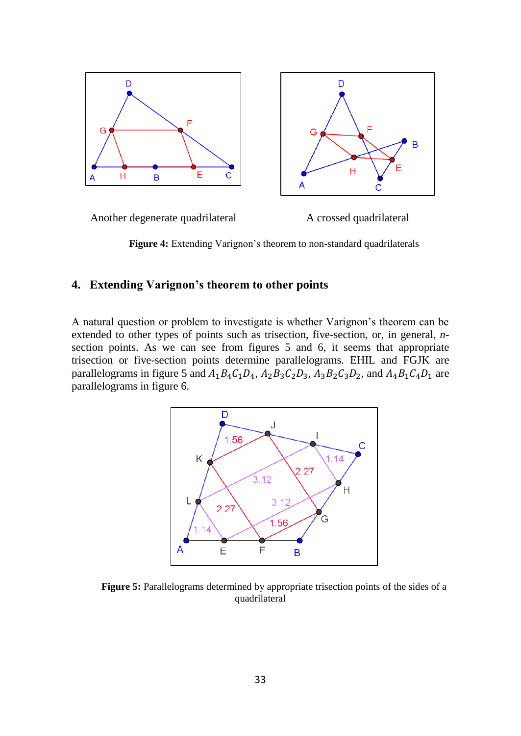Another degenerate quadrilateral

A crossed quadrilateral

**Figure 4:** Extending Varignon's theorem to non-standard quadrilaterals

## 4. Extending Varignon's theorem to other points

A natural question or problem to investigate is whether Varignon's theorem can be extended to other types of points such as trisection, five-section, or, in general, *n*-section points. As we can see from figures 5 and 6, it seems that appropriate trisection or five-section points determine parallelograms. EHIL and FGJK are parallelograms in figure 5 and $A_1B_4C_1D_4$, $A_2B_3C_2D_3$, $A_3B_2C_3D_2$, and $A_4B_1C_4D_1$ are parallelograms in figure 6.

**Figure 5:** Parallelograms determined by appropriate trisection points of the sides of a quadrilateral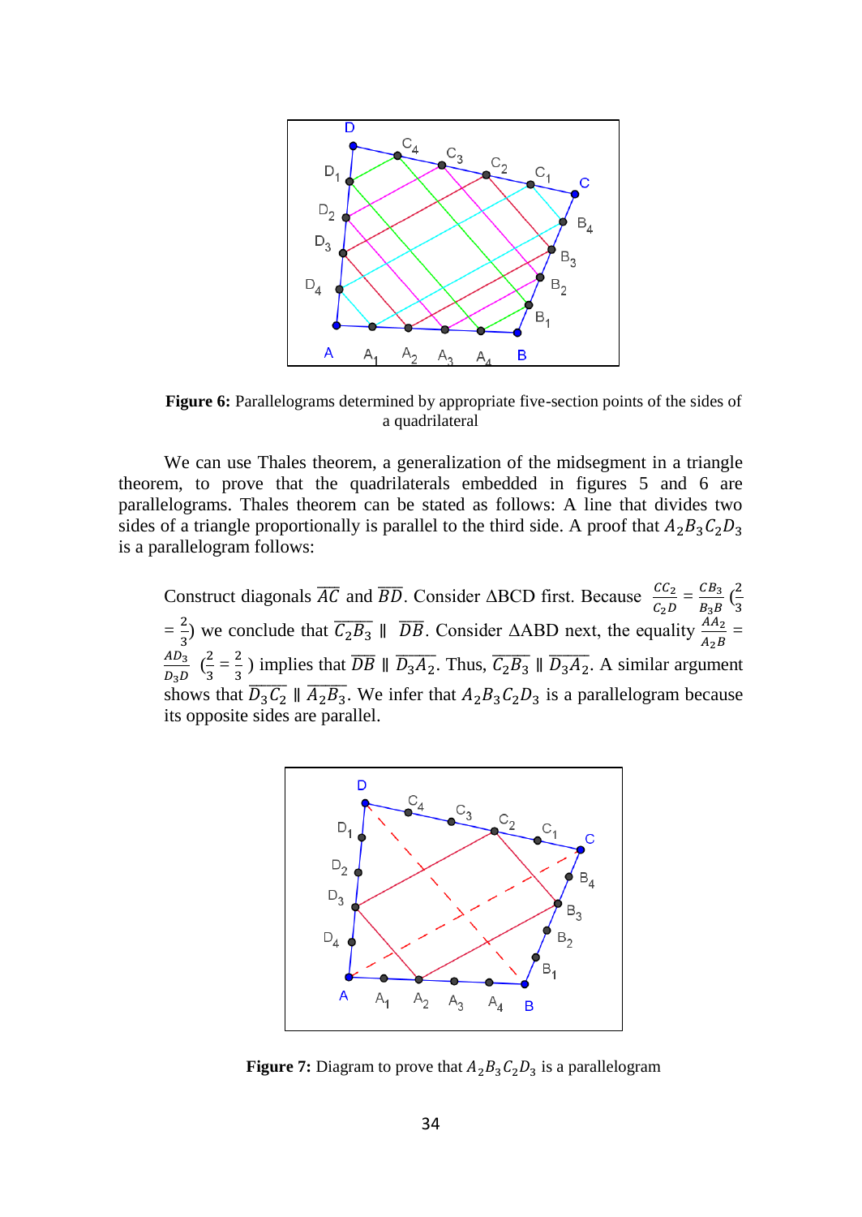**Figure 6:** Parallelograms determined by appropriate five-section points of the sides of a quadrilateral

We can use Thales theorem, a generalization of the midsegment in a triangle theorem, to prove that the quadrilaterals embedded in figures 5 and 6 are parallelograms. Thales theorem can be stated as follows: A line that divides two sides of a triangle proportionally is parallel to the third side. A proof that $A_2B_3C_2D_3$ is a parallelogram follows:

> Construct diagonals $\overline{AC}$ and $\overline{BD}$. Consider $\Delta$BCD first. Because $\frac{CC_2}{C_2D} = \frac{CB_3}{B_3B}$ ($\frac{2}{3} = \frac{2}{3}$) we conclude that $\overline{C_2B_3} \parallel \overline{DB}$. Consider $\Delta$ABD next, the equality $\frac{AA_2}{A_2B} = \frac{AD_3}{D_3D}$ ($\frac{2}{3} = \frac{2}{3}$) implies that $\overline{DB} \parallel \overline{D_3A_2}$. Thus, $\overline{C_2B_3} \parallel \overline{D_3A_2}$. A similar argument shows that $\overline{D_3C_2} \parallel \overline{A_2B_3}$. We infer that $A_2B_3C_2D_3$ is a parallelogram because its opposite sides are parallel.

**Figure 7:** Diagram to prove that $A_2B_3C_2D_3$ is a parallelogram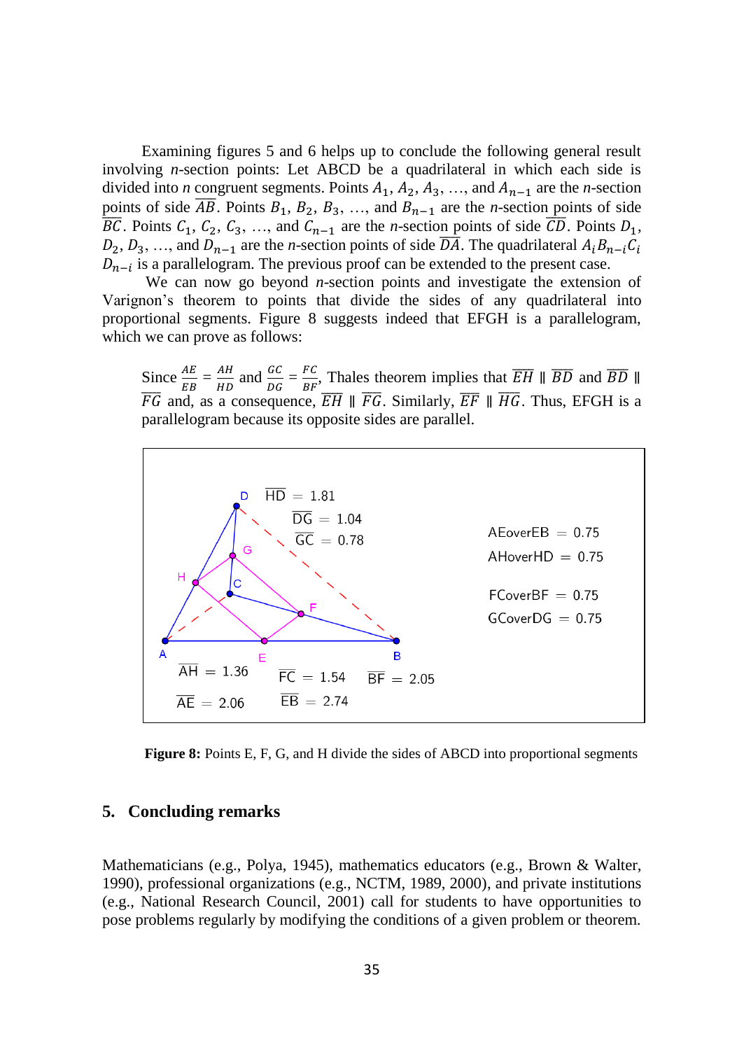Examining figures 5 and 6 helps up to conclude the following general result involving *n*-section points: Let ABCD be a quadrilateral in which each side is divided into *n* congruent segments. Points $A_1$, $A_2$, $A_3$, …, and $A_{n-1}$ are the *n*-section points of side $\overline{AB}$. Points $B_1$, $B_2$, $B_3$, …, and $B_{n-1}$ are the *n*-section points of side $\overline{BC}$. Points $C_1$, $C_2$, $C_3$, …, and $C_{n-1}$ are the *n*-section points of side $\overline{CD}$. Points $D_1$, $D_2$, $D_3$, …, and $D_{n-1}$ are the *n*-section points of side $\overline{DA}$. The quadrilateral $A_iB_{n-i}C_i$ $D_{n-i}$ is a parallelogram. The previous proof can be extended to the present case.

We can now go beyond *n*-section points and investigate the extension of Varignon's theorem to points that divide the sides of any quadrilateral into proportional segments. Figure 8 suggests indeed that EFGH is a parallelogram, which we can prove as follows:

Since $\frac{AE}{EB} = \frac{AH}{HD}$ and $\frac{GC}{DG} = \frac{FC}{BF}$, Thales theorem implies that $\overline{EH} \parallel \overline{BD}$ and $\overline{BD} \parallel \overline{FG}$ and, as a consequence, $\overline{EH} \parallel \overline{FG}$. Similarly, $\overline{EF} \parallel \overline{HG}$. Thus, EFGH is a parallelogram because its opposite sides are parallel.

**Figure 8:** Points E, F, G, and H divide the sides of ABCD into proportional segments

## 5. Concluding remarks

Mathematicians (e.g., Polya, 1945), mathematics educators (e.g., Brown & Walter, 1990), professional organizations (e.g., NCTM, 1989, 2000), and private institutions (e.g., National Research Council, 2001) call for students to have opportunities to pose problems regularly by modifying the conditions of a given problem or theorem.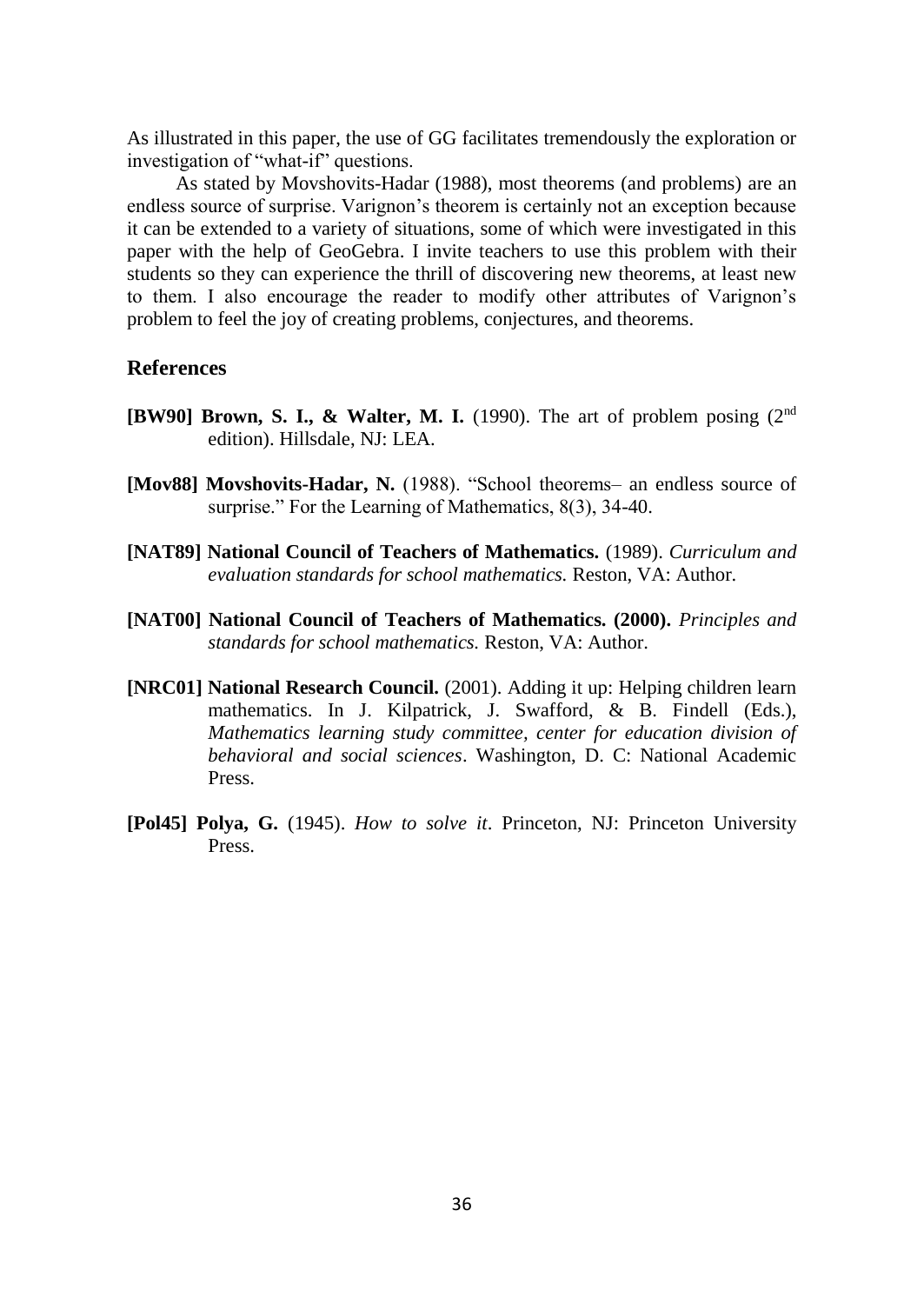As illustrated in this paper, the use of GG facilitates tremendously the exploration or investigation of "what-if" questions.

As stated by Movshovits-Hadar (1988), most theorems (and problems) are an endless source of surprise. Varignon's theorem is certainly not an exception because it can be extended to a variety of situations, some of which were investigated in this paper with the help of GeoGebra. I invite teachers to use this problem with their students so they can experience the thrill of discovering new theorems, at least new to them. I also encourage the reader to modify other attributes of Varignon's problem to feel the joy of creating problems, conjectures, and theorems.

## References

**[BW90] Brown, S. I., & Walter, M. I.** (1990). The art of problem posing (2nd edition). Hillsdale, NJ: LEA.

**[Mov88] Movshovits-Hadar, N.** (1988). "School theorems– an endless source of surprise." For the Learning of Mathematics, 8(3), 34-40.

**[NAT89] National Council of Teachers of Mathematics.** (1989). *Curriculum and evaluation standards for school mathematics.* Reston, VA: Author.

**[NAT00] National Council of Teachers of Mathematics. (2000).** *Principles and standards for school mathematics.* Reston, VA: Author.

**[NRC01] National Research Council.** (2001). Adding it up: Helping children learn mathematics. In J. Kilpatrick, J. Swafford, & B. Findell (Eds.), *Mathematics learning study committee, center for education division of behavioral and social sciences*. Washington, D. C: National Academic Press.

**[Pol45] Polya, G.** (1945). *How to solve it*. Princeton, NJ: Princeton University Press.